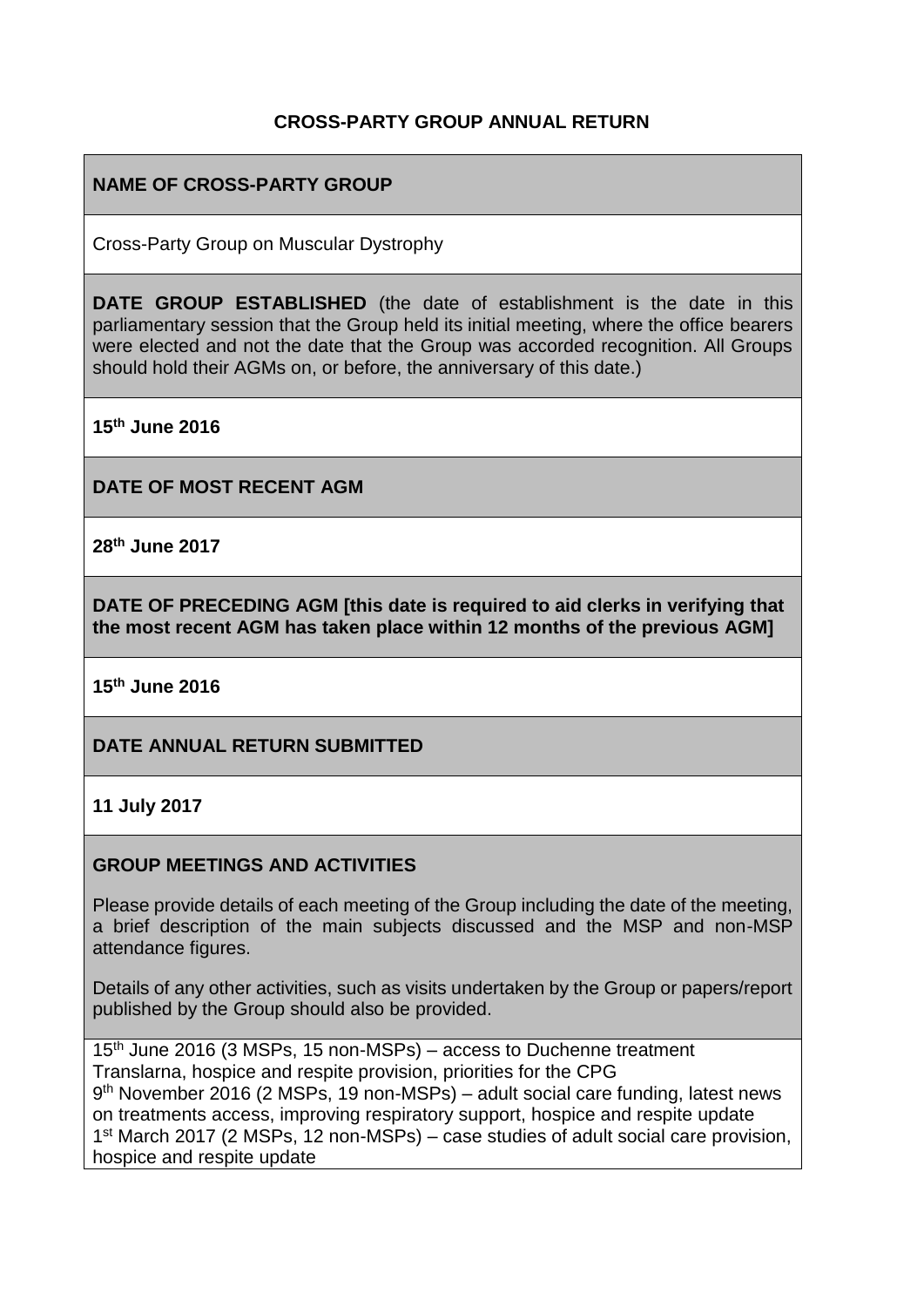# CROSS-PARTY GROUP ANNUAL RETURN

## NAME OF CROSS-PARTY GROUP

Cross-Party Group on Muscular Dystrophy

**DATE GROUP ESTABLISHED** (the date of establishment is the date in this parliamentary session that the Group held its initial meeting, where the office bearers were elected and not the date that the Group was accorded recognition. All Groups should hold their AGMs on, or before, the anniversary of this date.)

**15th June 2016**

## DATE OF MOST RECENT AGM

**28th June 2017**

**DATE OF PRECEDING AGM [this date is required to aid clerks in verifying that the most recent AGM has taken place within 12 months of the previous AGM]**

**15th June 2016**

## DATE ANNUAL RETURN SUBMITTED

**11 July 2017**

## GROUP MEETINGS AND ACTIVITIES

Please provide details of each meeting of the Group including the date of the meeting, a brief description of the main subjects discussed and the MSP and non-MSP attendance figures.

Details of any other activities, such as visits undertaken by the Group or papers/report published by the Group should also be provided.

15th June 2016 (3 MSPs, 15 non-MSPs) – access to Duchenne treatment Translarna, hospice and respite provision, priorities for the CPG
9th November 2016 (2 MSPs, 19 non-MSPs) – adult social care funding, latest news on treatments access, improving respiratory support, hospice and respite update
1st March 2017 (2 MSPs, 12 non-MSPs) – case studies of adult social care provision, hospice and respite update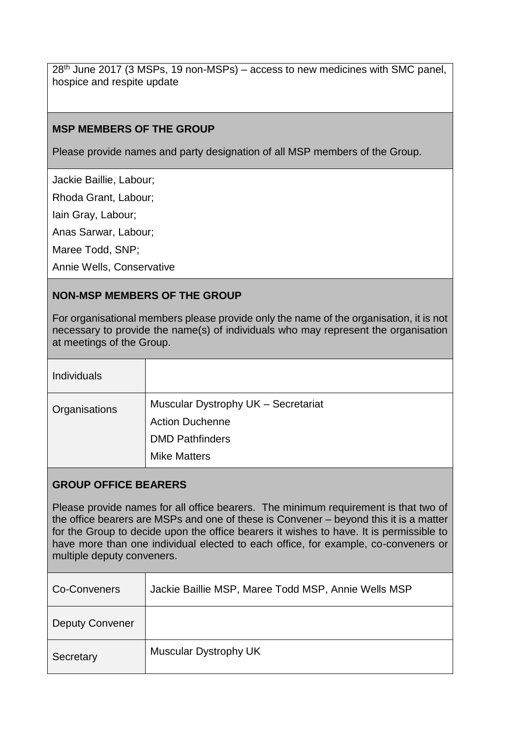28th June 2017 (3 MSPs, 19 non-MSPs) – access to new medicines with SMC panel, hospice and respite update

## MSP MEMBERS OF THE GROUP

Please provide names and party designation of all MSP members of the Group.

Jackie Baillie, Labour;

Rhoda Grant, Labour;

Iain Gray, Labour;

Anas Sarwar, Labour;

Maree Todd, SNP;

Annie Wells, Conservative

## NON-MSP MEMBERS OF THE GROUP

For organisational members please provide only the name of the organisation, it is not necessary to provide the name(s) of individuals who may represent the organisation at meetings of the Group.

| | |
|---|---|
| Individuals | |
| Organisations | Muscular Dystrophy UK – Secretariat<br>Action Duchenne<br>DMD Pathfinders<br>Mike Matters |

## GROUP OFFICE BEARERS

Please provide names for all office bearers. The minimum requirement is that two of the office bearers are MSPs and one of these is Convener – beyond this it is a matter for the Group to decide upon the office bearers it wishes to have. It is permissible to have more than one individual elected to each office, for example, co-conveners or multiple deputy conveners.

| | |
|---|---|
| Co-Conveners | Jackie Baillie MSP, Maree Todd MSP, Annie Wells MSP |
| Deputy Convener | |
| Secretary | Muscular Dystrophy UK |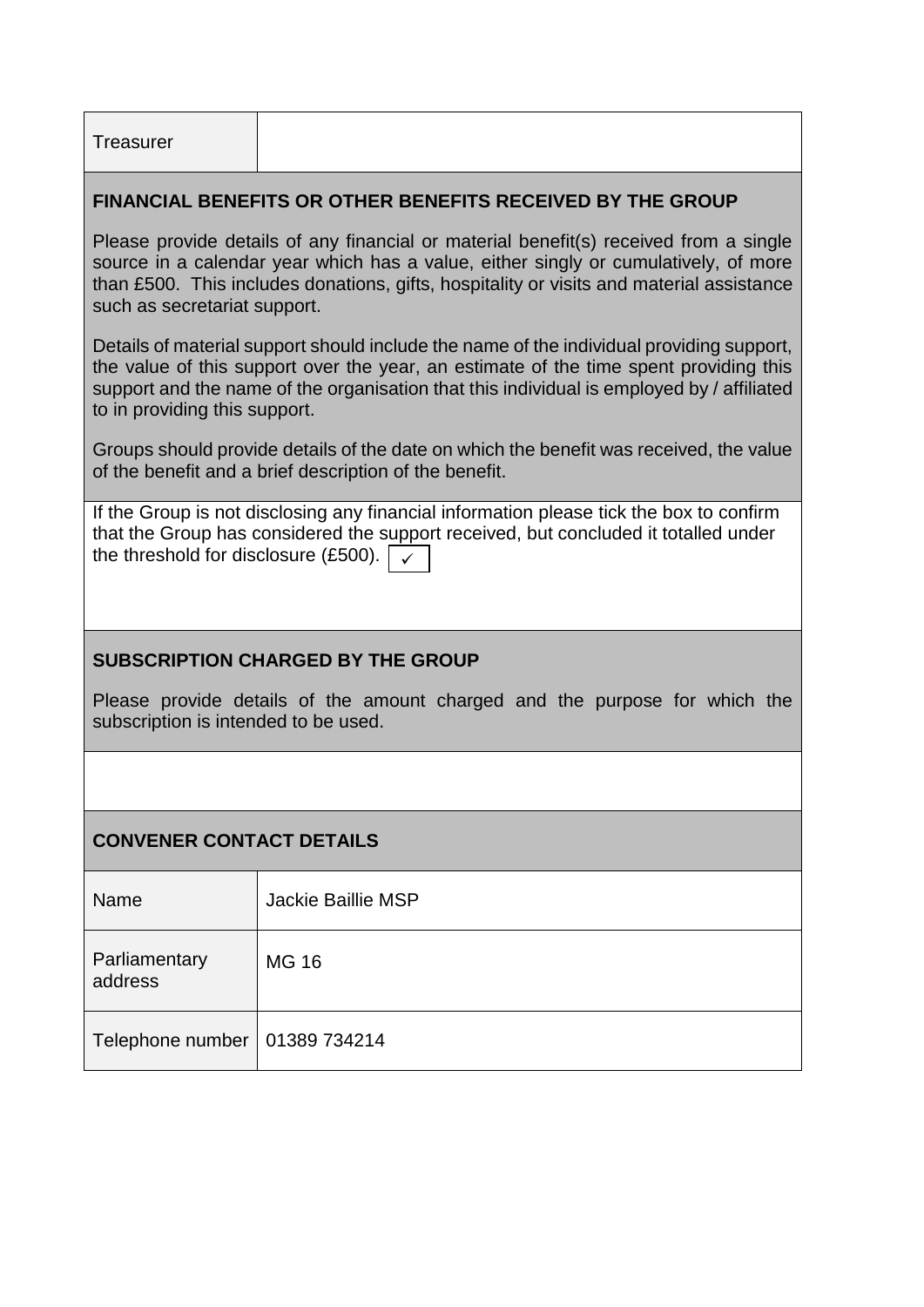| | |
|---|---|
| Treasurer | |

**FINANCIAL BENEFITS OR OTHER BENEFITS RECEIVED BY THE GROUP**

Please provide details of any financial or material benefit(s) received from a single source in a calendar year which has a value, either singly or cumulatively, of more than £500. This includes donations, gifts, hospitality or visits and material assistance such as secretariat support.

Details of material support should include the name of the individual providing support, the value of this support over the year, an estimate of the time spent providing this support and the name of the organisation that this individual is employed by / affiliated to in providing this support.

Groups should provide details of the date on which the benefit was received, the value of the benefit and a brief description of the benefit.

If the Group is not disclosing any financial information please tick the box to confirm that the Group has considered the support received, but concluded it totalled under the threshold for disclosure (£500). ✓

**SUBSCRIPTION CHARGED BY THE GROUP**

Please provide details of the amount charged and the purpose for which the subscription is intended to be used.

**CONVENER CONTACT DETAILS**

| | |
|---|---|
| Name | Jackie Baillie MSP |
| Parliamentary address | MG 16 |
| Telephone number | 01389 734214 |